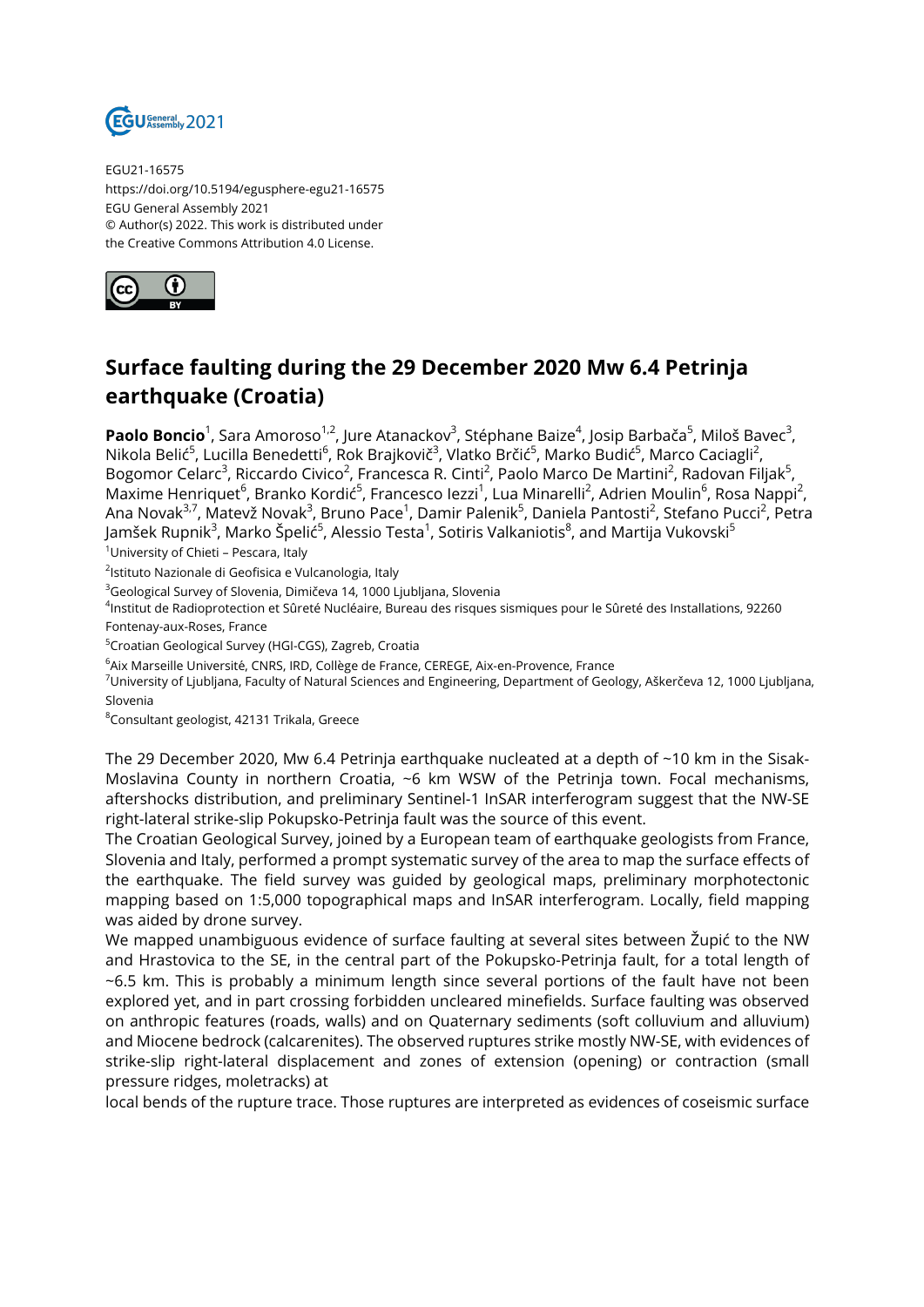EGU21-16575
https://doi.org/10.5194/egusphere-egu21-16575
EGU General Assembly 2021
© Author(s) 2022. This work is distributed under
the Creative Commons Attribution 4.0 License.

# Surface faulting during the 29 December 2020 Mw 6.4 Petrinja earthquake (Croatia)

**Paolo Boncio**[1], Sara Amoroso[1,2], Jure Atanackov[3], Stéphane Baize[4], Josip Barbača[5], Miloš Bavec[3], Nikola Belić[5], Lucilla Benedetti[6], Rok Brajkovič[3], Vlatko Brčić[5], Marko Budić[5], Marco Caciagli[2], Bogomor Celarc[3], Riccardo Civico[2], Francesca R. Cinti[2], Paolo Marco De Martini[2], Radovan Filjak[5], Maxime Henriquet[6], Branko Kordić[5], Francesco Iezzi[1], Lua Minarelli[2], Adrien Moulin[6], Rosa Nappi[2], Ana Novak[3,7], Matevž Novak[3], Bruno Pace[1], Damir Palenik[5], Daniela Pantosti[2], Stefano Pucci[2], Petra Jamšek Rupnik[3], Marko Špelić[5], Alessio Testa[1], Sotiris Valkaniotis[8], and Martija Vukovski[5]

[1]University of Chieti – Pescara, Italy
[2]Istituto Nazionale di Geofisica e Vulcanologia, Italy
[3]Geological Survey of Slovenia, Dimičeva 14, 1000 Ljubljana, Slovenia
[4]Institut de Radioprotection et Sûreté Nucléaire, Bureau des risques sismiques pour le Sûreté des Installations, 92260 Fontenay-aux-Roses, France
[5]Croatian Geological Survey (HGI-CGS), Zagreb, Croatia
[6]Aix Marseille Université, CNRS, IRD, Collège de France, CEREGE, Aix-en-Provence, France
[7]University of Ljubljana, Faculty of Natural Sciences and Engineering, Department of Geology, Aškerčeva 12, 1000 Ljubljana, Slovenia
[8]Consultant geologist, 42131 Trikala, Greece

The 29 December 2020, Mw 6.4 Petrinja earthquake nucleated at a depth of ~10 km in the Sisak-Moslavina County in northern Croatia, ~6 km WSW of the Petrinja town. Focal mechanisms, aftershocks distribution, and preliminary Sentinel-1 InSAR interferogram suggest that the NW-SE right-lateral strike-slip Pokupsko-Petrinja fault was the source of this event.

The Croatian Geological Survey, joined by a European team of earthquake geologists from France, Slovenia and Italy, performed a prompt systematic survey of the area to map the surface effects of the earthquake. The field survey was guided by geological maps, preliminary morphotectonic mapping based on 1:5,000 topographical maps and InSAR interferogram. Locally, field mapping was aided by drone survey.

We mapped unambiguous evidence of surface faulting at several sites between Župić to the NW and Hrastovica to the SE, in the central part of the Pokupsko-Petrinja fault, for a total length of ~6.5 km. This is probably a minimum length since several portions of the fault have not been explored yet, and in part crossing forbidden uncleared minefields. Surface faulting was observed on anthropic features (roads, walls) and on Quaternary sediments (soft colluvium and alluvium) and Miocene bedrock (calcarenites). The observed ruptures strike mostly NW-SE, with evidences of strike-slip right-lateral displacement and zones of extension (opening) or contraction (small pressure ridges, moletracks) at

local bends of the rupture trace. Those ruptures are interpreted as evidences of coseismic surface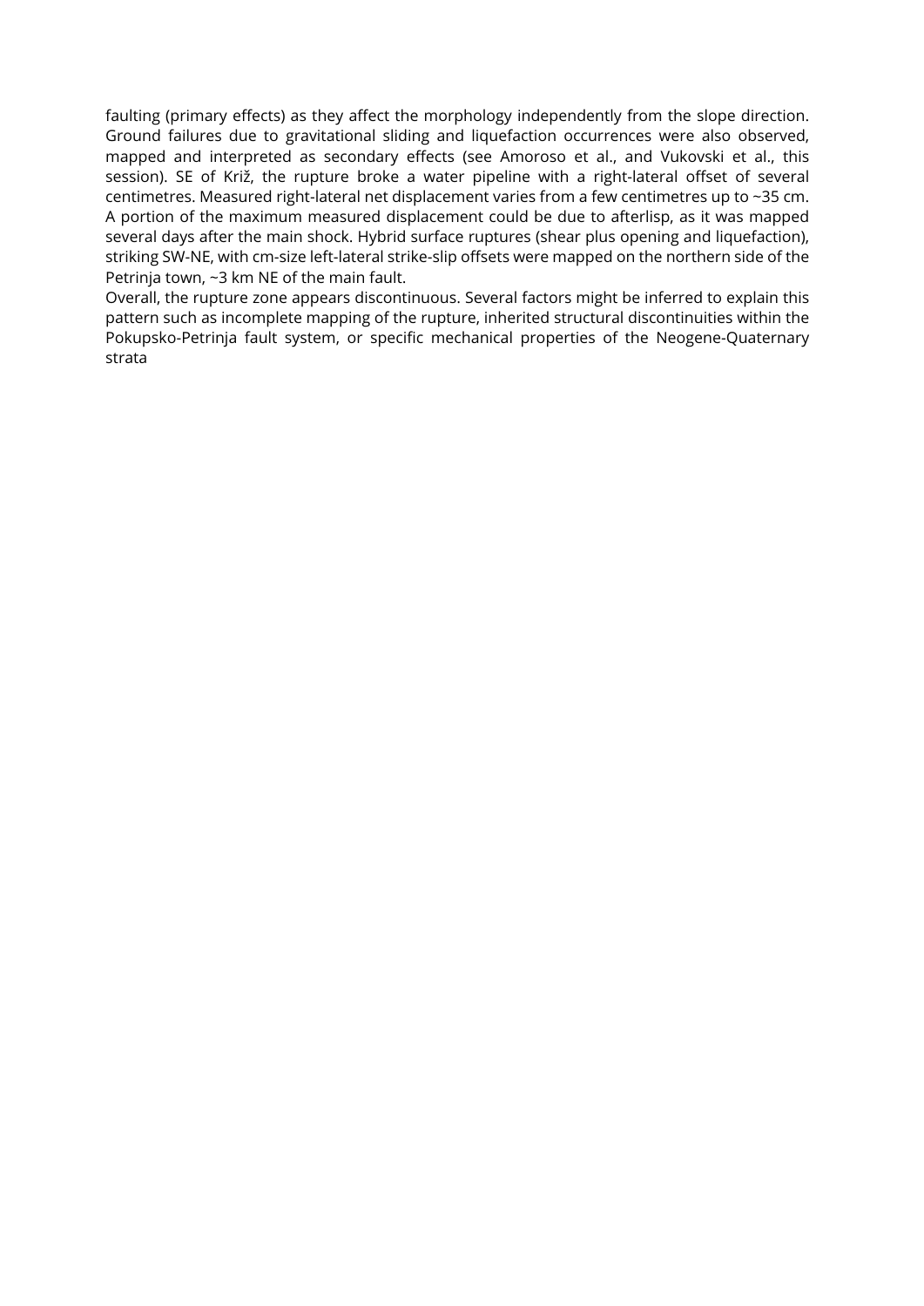faulting (primary effects) as they affect the morphology independently from the slope direction. Ground failures due to gravitational sliding and liquefaction occurrences were also observed, mapped and interpreted as secondary effects (see Amoroso et al., and Vukovski et al., this session). SE of Križ, the rupture broke a water pipeline with a right-lateral offset of several centimetres. Measured right-lateral net displacement varies from a few centimetres up to ~35 cm. A portion of the maximum measured displacement could be due to afterlisp, as it was mapped several days after the main shock. Hybrid surface ruptures (shear plus opening and liquefaction), striking SW-NE, with cm-size left-lateral strike-slip offsets were mapped on the northern side of the Petrinja town, ~3 km NE of the main fault.

Overall, the rupture zone appears discontinuous. Several factors might be inferred to explain this pattern such as incomplete mapping of the rupture, inherited structural discontinuities within the Pokupsko-Petrinja fault system, or specific mechanical properties of the Neogene-Quaternary strata